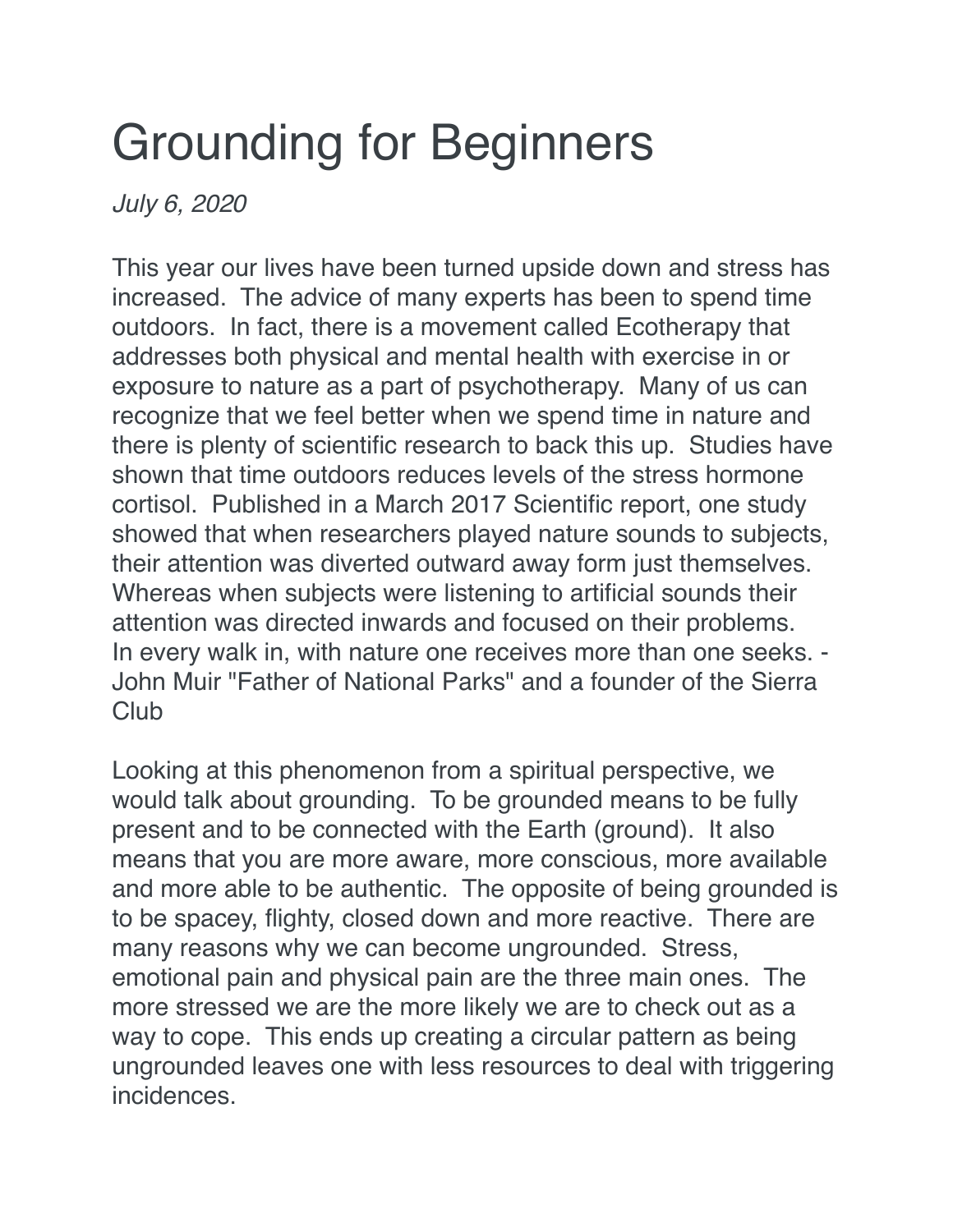# Grounding for Beginners

*July 6, 2020*

This year our lives have been turned upside down and stress has increased.  The advice of many experts has been to spend time outdoors.  In fact, there is a movement called Ecotherapy that addresses both physical and mental health with exercise in or exposure to nature as a part of psychotherapy.  Many of us can recognize that we feel better when we spend time in nature and there is plenty of scientific research to back this up.  Studies have shown that time outdoors reduces levels of the stress hormone cortisol.  Published in a March 2017 Scientific report, one study showed that when researchers played nature sounds to subjects, their attention was diverted outward away form just themselves.  Whereas when subjects were listening to artificial sounds their attention was directed inwards and focused on their problems.
In every walk in, with nature one receives more than one seeks. -John Muir "Father of National Parks" and a founder of the Sierra Club

Looking at this phenomenon from a spiritual perspective, we would talk about grounding.  To be grounded means to be fully present and to be connected with the Earth (ground).  It also means that you are more aware, more conscious, more available and more able to be authentic.  The opposite of being grounded is to be spacey, flighty, closed down and more reactive.  There are many reasons why we can become ungrounded.  Stress, emotional pain and physical pain are the three main ones.  The more stressed we are the more likely we are to check out as a way to cope.  This ends up creating a circular pattern as being ungrounded leaves one with less resources to deal with triggering incidences.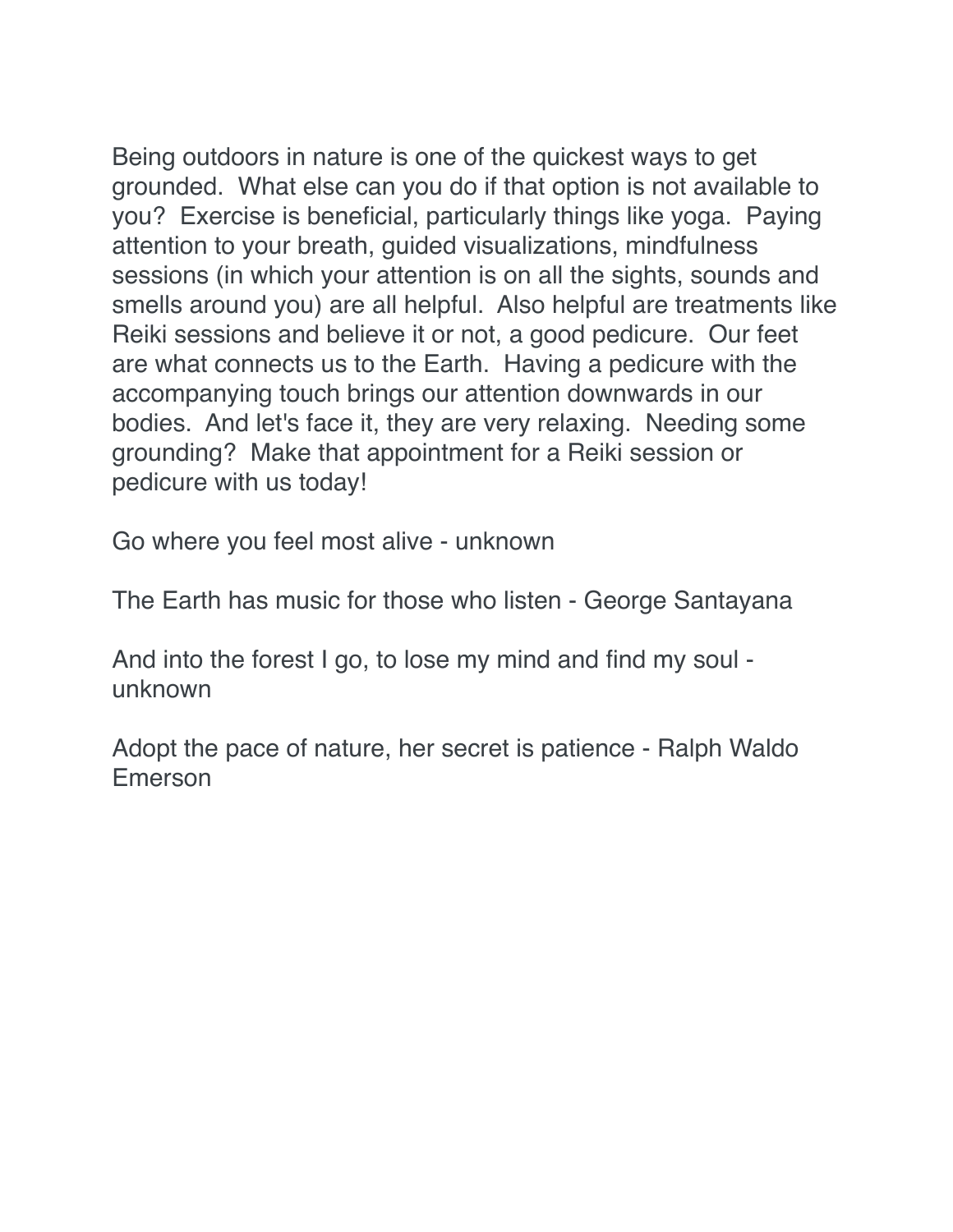Being outdoors in nature is one of the quickest ways to get grounded.  What else can you do if that option is not available to you?  Exercise is beneficial, particularly things like yoga.  Paying attention to your breath, guided visualizations, mindfulness sessions (in which your attention is on all the sights, sounds and smells around you) are all helpful.  Also helpful are treatments like Reiki sessions and believe it or not, a good pedicure.  Our feet are what connects us to the Earth.  Having a pedicure with the accompanying touch brings our attention downwards in our bodies.  And let's face it, they are very relaxing.  Needing some grounding?  Make that appointment for a Reiki session or pedicure with us today!

Go where you feel most alive - unknown

The Earth has music for those who listen - George Santayana

And into the forest I go, to lose my mind and find my soul - unknown

Adopt the pace of nature, her secret is patience - Ralph Waldo Emerson